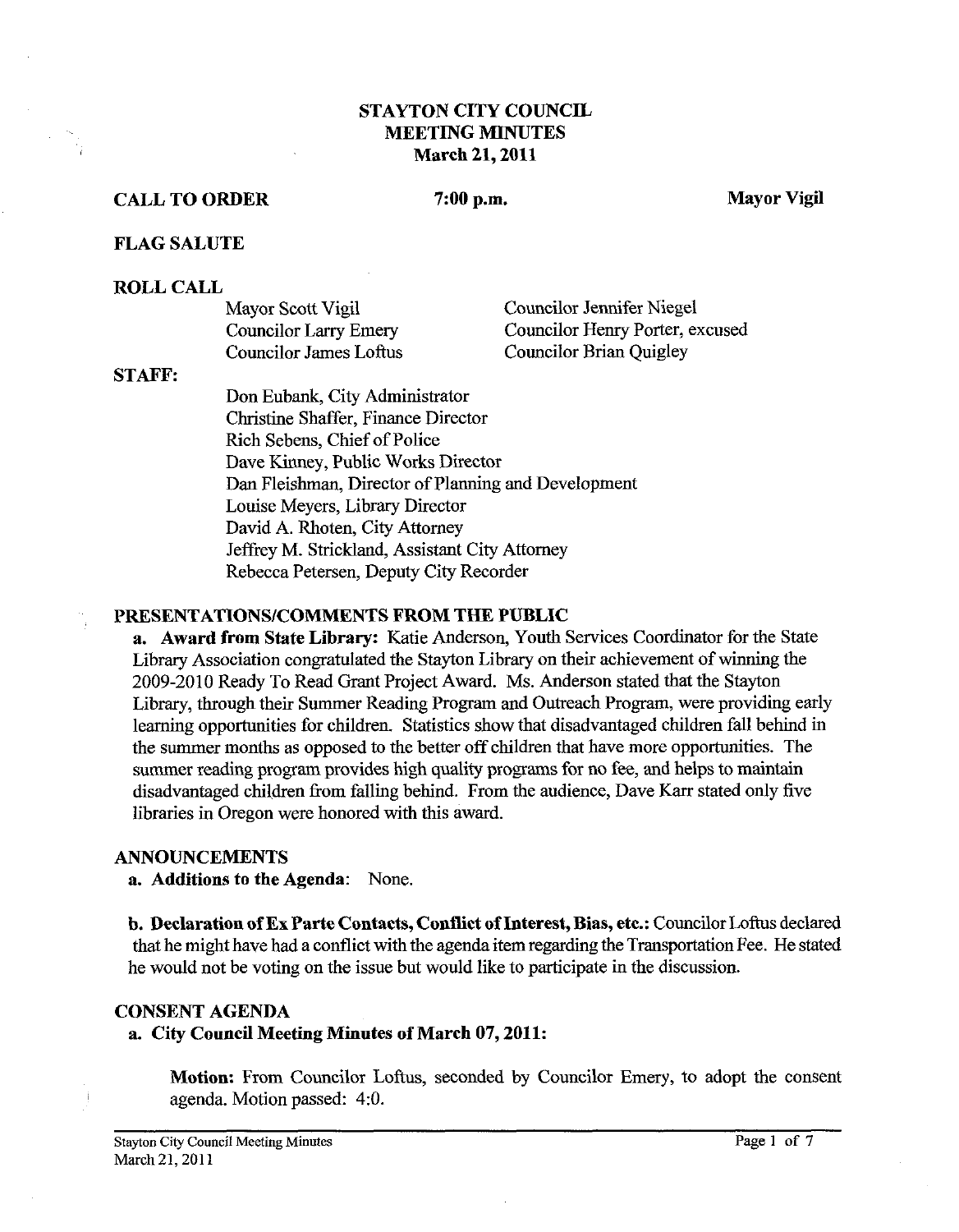# STAYTON CITY COUNCIL
# MEETING MINUTES
## March 21, 2011

**CALL TO ORDER** **7:00 p.m.** **Mayor Vigil**

**FLAG SALUTE**

**ROLL CALL**

| | |
|---|---|
| Mayor Scott Vigil | Councilor Jennifer Niegel |
| Councilor Larry Emery | Councilor Henry Porter, excused |
| Councilor James Loftus | Councilor Brian Quigley |

**STAFF:**

Don Eubank, City Administrator
Christine Shaffer, Finance Director
Rich Sebens, Chief of Police
Dave Kinney, Public Works Director
Dan Fleishman, Director of Planning and Development
Louise Meyers, Library Director
David A. Rhoten, City Attorney
Jeffrey M. Strickland, Assistant City Attorney
Rebecca Petersen, Deputy City Recorder

**PRESENTATIONS/COMMENTS FROM THE PUBLIC**

**a. Award from State Library:** Katie Anderson, Youth Services Coordinator for the State Library Association congratulated the Stayton Library on their achievement of winning the 2009-2010 Ready To Read Grant Project Award. Ms. Anderson stated that the Stayton Library, through their Summer Reading Program and Outreach Program, were providing early learning opportunities for children. Statistics show that disadvantaged children fall behind in the summer months as opposed to the better off children that have more opportunities. The summer reading program provides high quality programs for no fee, and helps to maintain disadvantaged children from falling behind. From the audience, Dave Karr stated only five libraries in Oregon were honored with this award.

**ANNOUNCEMENTS**

**a. Additions to the Agenda:** None.

**b. Declaration of Ex Parte Contacts, Conflict of Interest, Bias, etc.:** Councilor Loftus declared that he might have had a conflict with the agenda item regarding the Transportation Fee. He stated he would not be voting on the issue but would like to participate in the discussion.

**CONSENT AGENDA**

**a. City Council Meeting Minutes of March 07, 2011:**

**Motion:** From Councilor Loftus, seconded by Councilor Emery, to adopt the consent agenda. Motion passed: 4:0.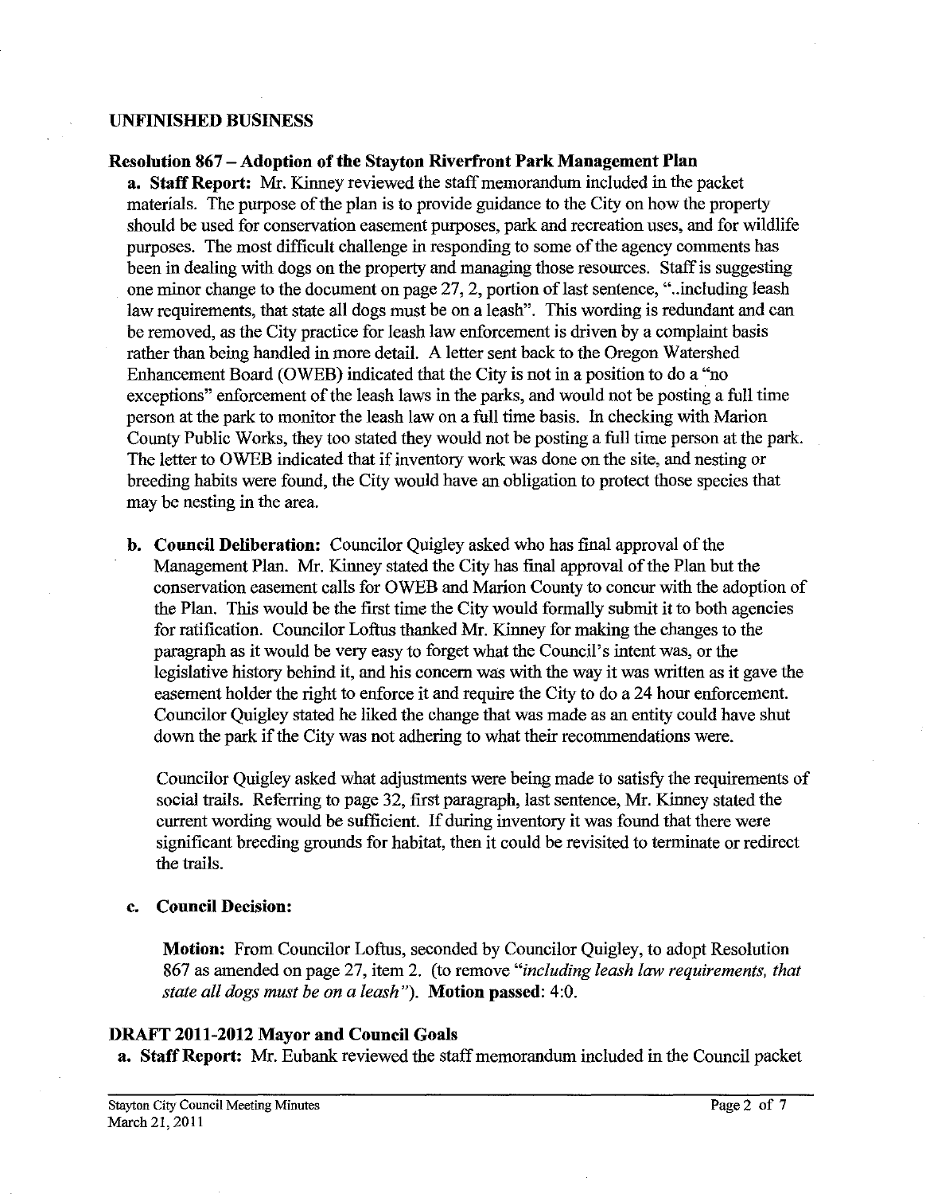## UNFINISHED BUSINESS

### Resolution 867 – Adoption of the Stayton Riverfront Park Management Plan

**a. Staff Report:** Mr. Kinney reviewed the staff memorandum included in the packet materials. The purpose of the plan is to provide guidance to the City on how the property should be used for conservation easement purposes, park and recreation uses, and for wildlife purposes. The most difficult challenge in responding to some of the agency comments has been in dealing with dogs on the property and managing those resources. Staff is suggesting one minor change to the document on page 27, 2, portion of last sentence, "..including leash law requirements, that state all dogs must be on a leash". This wording is redundant and can be removed, as the City practice for leash law enforcement is driven by a complaint basis rather than being handled in more detail. A letter sent back to the Oregon Watershed Enhancement Board (OWEB) indicated that the City is not in a position to do a "no exceptions" enforcement of the leash laws in the parks, and would not be posting a full time person at the park to monitor the leash law on a full time basis. In checking with Marion County Public Works, they too stated they would not be posting a full time person at the park. The letter to OWEB indicated that if inventory work was done on the site, and nesting or breeding habits were found, the City would have an obligation to protect those species that may be nesting in the area.

**b. Council Deliberation:** Councilor Quigley asked who has final approval of the Management Plan. Mr. Kinney stated the City has final approval of the Plan but the conservation easement calls for OWEB and Marion County to concur with the adoption of the Plan. This would be the first time the City would formally submit it to both agencies for ratification. Councilor Loftus thanked Mr. Kinney for making the changes to the paragraph as it would be very easy to forget what the Council's intent was, or the legislative history behind it, and his concern was with the way it was written as it gave the easement holder the right to enforce it and require the City to do a 24 hour enforcement. Councilor Quigley stated he liked the change that was made as an entity could have shut down the park if the City was not adhering to what their recommendations were.

Councilor Quigley asked what adjustments were being made to satisfy the requirements of social trails. Referring to page 32, first paragraph, last sentence, Mr. Kinney stated the current wording would be sufficient. If during inventory it was found that there were significant breeding grounds for habitat, then it could be revisited to terminate or redirect the trails.

**c. Council Decision:**

**Motion:** From Councilor Loftus, seconded by Councilor Quigley, to adopt Resolution 867 as amended on page 27, item 2. (to remove "*including leash law requirements, that state all dogs must be on a leash*"). **Motion passed**: 4:0.

### DRAFT 2011-2012 Mayor and Council Goals

**a. Staff Report:** Mr. Eubank reviewed the staff memorandum included in the Council packet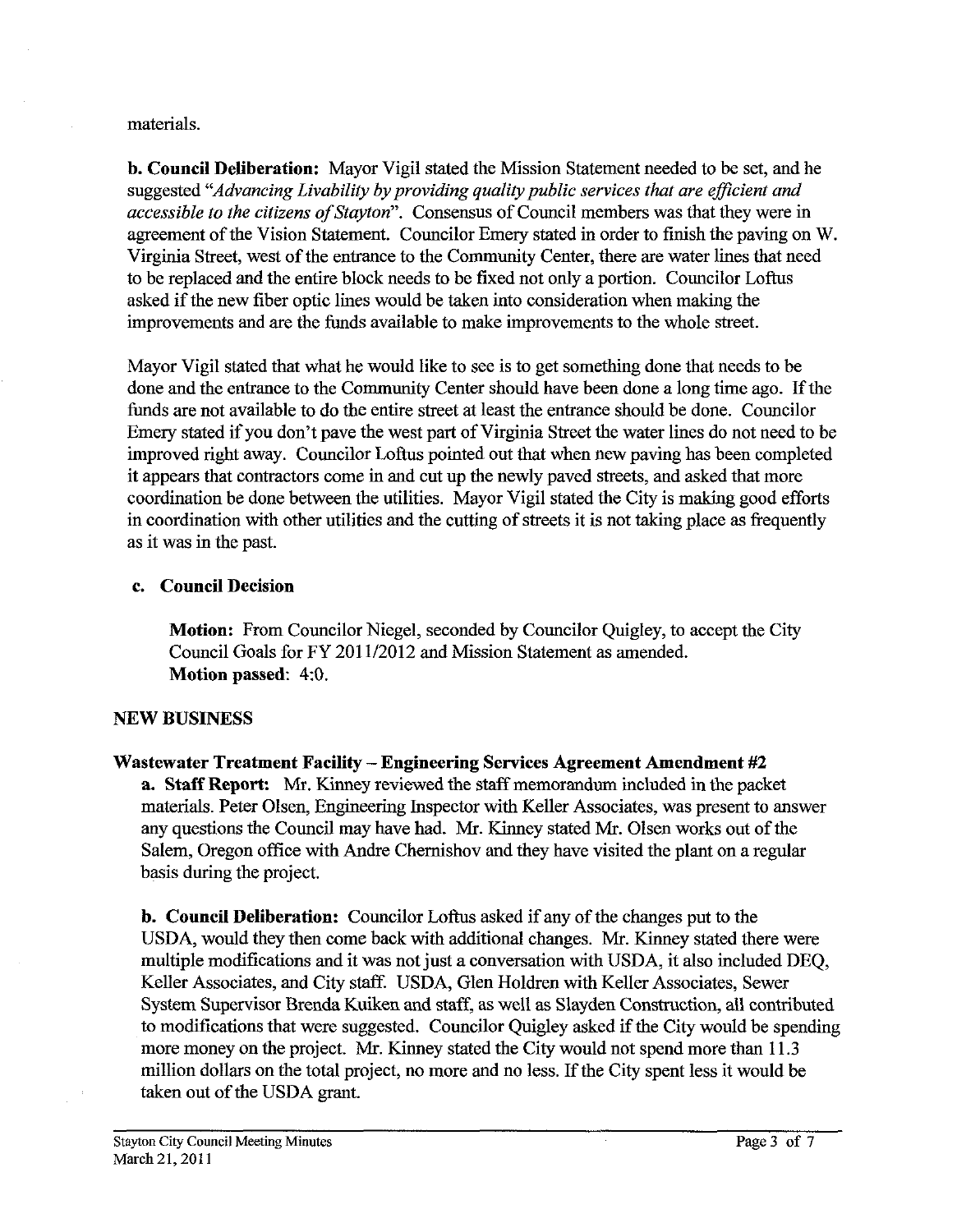materials.

**b. Council Deliberation:** Mayor Vigil stated the Mission Statement needed to be set, and he suggested *"Advancing Livability by providing quality public services that are efficient and accessible to the citizens of Stayton"*. Consensus of Council members was that they were in agreement of the Vision Statement. Councilor Emery stated in order to finish the paving on W. Virginia Street, west of the entrance to the Community Center, there are water lines that need to be replaced and the entire block needs to be fixed not only a portion. Councilor Loftus asked if the new fiber optic lines would be taken into consideration when making the improvements and are the funds available to make improvements to the whole street.

Mayor Vigil stated that what he would like to see is to get something done that needs to be done and the entrance to the Community Center should have been done a long time ago. If the funds are not available to do the entire street at least the entrance should be done. Councilor Emery stated if you don't pave the west part of Virginia Street the water lines do not need to be improved right away. Councilor Loftus pointed out that when new paving has been completed it appears that contractors come in and cut up the newly paved streets, and asked that more coordination be done between the utilities. Mayor Vigil stated the City is making good efforts in coordination with other utilities and the cutting of streets it is not taking place as frequently as it was in the past.

**c. Council Decision**

**Motion:** From Councilor Niegel, seconded by Councilor Quigley, to accept the City Council Goals for FY 2011/2012 and Mission Statement as amended.
**Motion passed**: 4:0.

## NEW BUSINESS

### Wastewater Treatment Facility – Engineering Services Agreement Amendment #2

**a. Staff Report:** Mr. Kinney reviewed the staff memorandum included in the packet materials. Peter Olsen, Engineering Inspector with Keller Associates, was present to answer any questions the Council may have had. Mr. Kinney stated Mr. Olsen works out of the Salem, Oregon office with Andre Chernishov and they have visited the plant on a regular basis during the project.

**b. Council Deliberation:** Councilor Loftus asked if any of the changes put to the USDA, would they then come back with additional changes. Mr. Kinney stated there were multiple modifications and it was not just a conversation with USDA, it also included DEQ, Keller Associates, and City staff. USDA, Glen Holdren with Keller Associates, Sewer System Supervisor Brenda Kuiken and staff, as well as Slayden Construction, all contributed to modifications that were suggested. Councilor Quigley asked if the City would be spending more money on the project. Mr. Kinney stated the City would not spend more than 11.3 million dollars on the total project, no more and no less. If the City spent less it would be taken out of the USDA grant.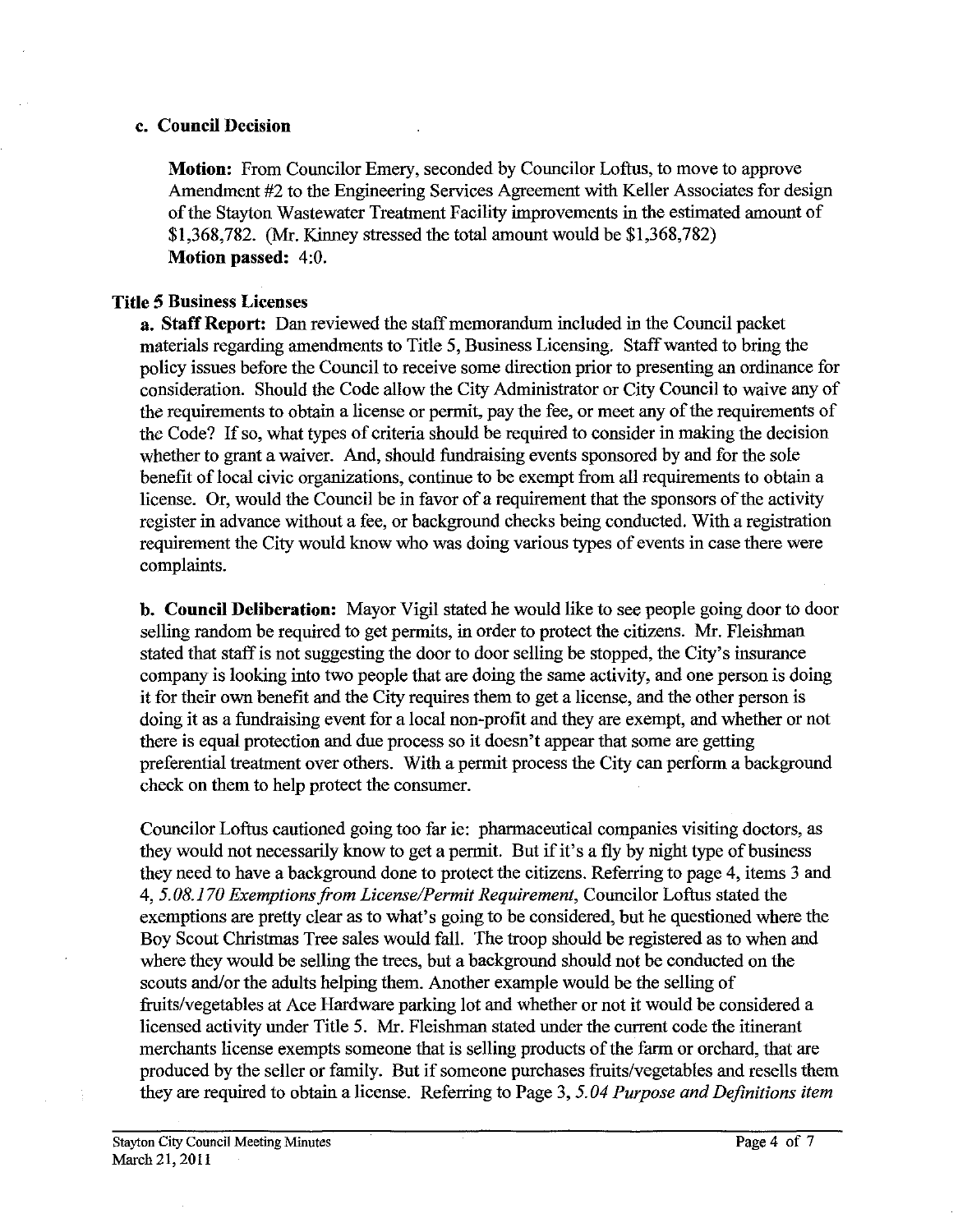**c. Council Decision**

**Motion:** From Councilor Emery, seconded by Councilor Loftus, to move to approve Amendment #2 to the Engineering Services Agreement with Keller Associates for design of the Stayton Wastewater Treatment Facility improvements in the estimated amount of $1,368,782. (Mr. Kinney stressed the total amount would be $1,368,782)
**Motion passed:** 4:0.

**Title 5 Business Licenses**

**a. Staff Report:** Dan reviewed the staff memorandum included in the Council packet materials regarding amendments to Title 5, Business Licensing. Staff wanted to bring the policy issues before the Council to receive some direction prior to presenting an ordinance for consideration. Should the Code allow the City Administrator or City Council to waive any of the requirements to obtain a license or permit, pay the fee, or meet any of the requirements of the Code? If so, what types of criteria should be required to consider in making the decision whether to grant a waiver. And, should fundraising events sponsored by and for the sole benefit of local civic organizations, continue to be exempt from all requirements to obtain a license. Or, would the Council be in favor of a requirement that the sponsors of the activity register in advance without a fee, or background checks being conducted. With a registration requirement the City would know who was doing various types of events in case there were complaints.

**b. Council Deliberation:** Mayor Vigil stated he would like to see people going door to door selling random be required to get permits, in order to protect the citizens. Mr. Fleishman stated that staff is not suggesting the door to door selling be stopped, the City's insurance company is looking into two people that are doing the same activity, and one person is doing it for their own benefit and the City requires them to get a license, and the other person is doing it as a fundraising event for a local non-profit and they are exempt, and whether or not there is equal protection and due process so it doesn't appear that some are getting preferential treatment over others. With a permit process the City can perform a background check on them to help protect the consumer.

Councilor Loftus cautioned going too far ie: pharmaceutical companies visiting doctors, as they would not necessarily know to get a permit. But if it's a fly by night type of business they need to have a background done to protect the citizens. Referring to page 4, items 3 and 4, *5.08.170 Exemptions from License/Permit Requirement*, Councilor Loftus stated the exemptions are pretty clear as to what's going to be considered, but he questioned where the Boy Scout Christmas Tree sales would fall. The troop should be registered as to when and where they would be selling the trees, but a background should not be conducted on the scouts and/or the adults helping them. Another example would be the selling of fruits/vegetables at Ace Hardware parking lot and whether or not it would be considered a licensed activity under Title 5. Mr. Fleishman stated under the current code the itinerant merchants license exempts someone that is selling products of the farm or orchard, that are produced by the seller or family. But if someone purchases fruits/vegetables and resells them they are required to obtain a license. Referring to Page 3, *5.04 Purpose and Definitions item*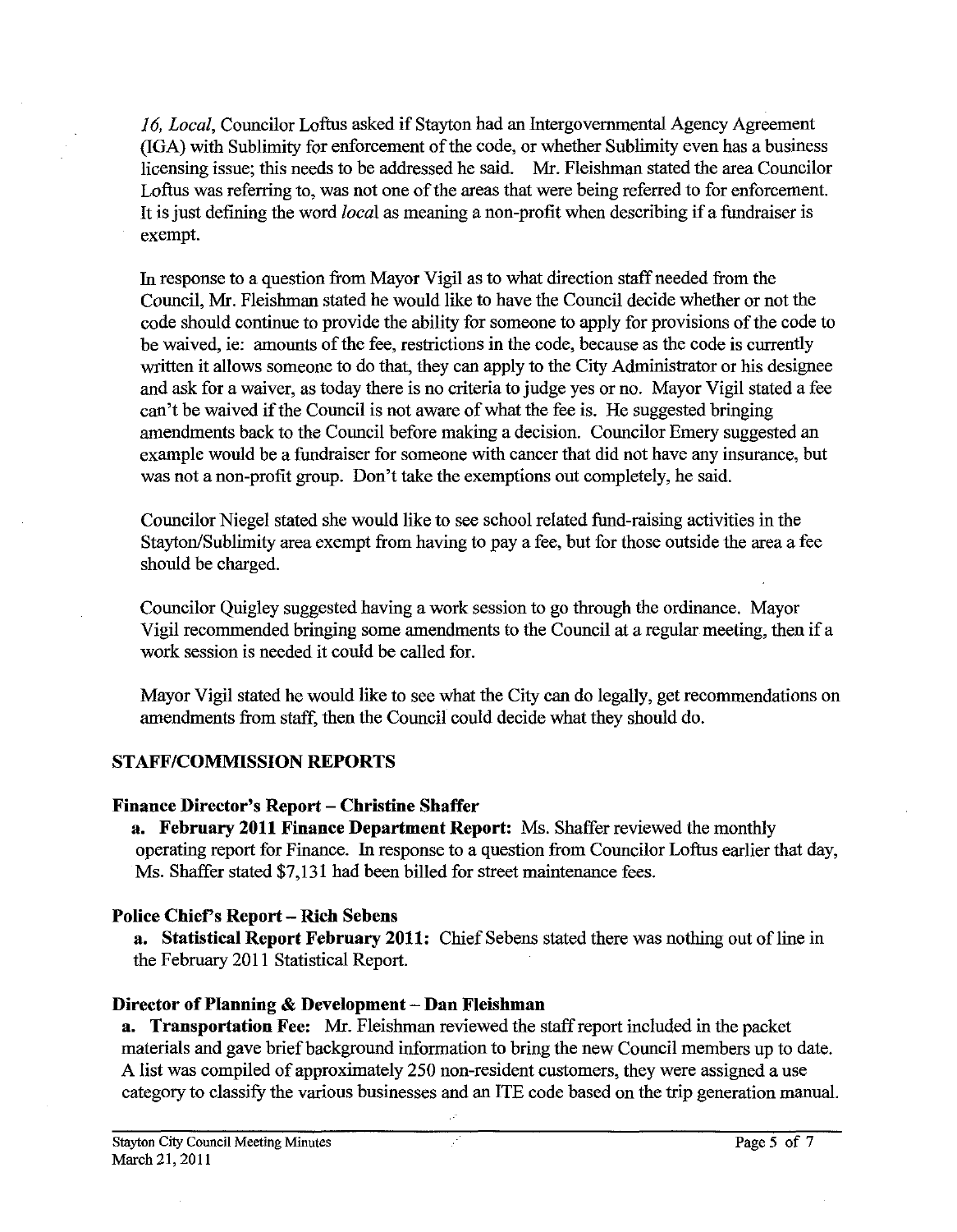*16, Local,* Councilor Loftus asked if Stayton had an Intergovernmental Agency Agreement (IGA) with Sublimity for enforcement of the code, or whether Sublimity even has a business licensing issue; this needs to be addressed he said. Mr. Fleishman stated the area Councilor Loftus was referring to, was not one of the areas that were being referred to for enforcement. It is just defining the word *local* as meaning a non-profit when describing if a fundraiser is exempt.

In response to a question from Mayor Vigil as to what direction staff needed from the Council, Mr. Fleishman stated he would like to have the Council decide whether or not the code should continue to provide the ability for someone to apply for provisions of the code to be waived, ie: amounts of the fee, restrictions in the code, because as the code is currently written it allows someone to do that, they can apply to the City Administrator or his designee and ask for a waiver, as today there is no criteria to judge yes or no. Mayor Vigil stated a fee can't be waived if the Council is not aware of what the fee is. He suggested bringing amendments back to the Council before making a decision. Councilor Emery suggested an example would be a fundraiser for someone with cancer that did not have any insurance, but was not a non-profit group. Don't take the exemptions out completely, he said.

Councilor Niegel stated she would like to see school related fund-raising activities in the Stayton/Sublimity area exempt from having to pay a fee, but for those outside the area a fee should be charged.

Councilor Quigley suggested having a work session to go through the ordinance. Mayor Vigil recommended bringing some amendments to the Council at a regular meeting, then if a work session is needed it could be called for.

Mayor Vigil stated he would like to see what the City can do legally, get recommendations on amendments from staff, then the Council could decide what they should do.

## STAFF/COMMISSION REPORTS

### Finance Director's Report – Christine Shaffer

**a. February 2011 Finance Department Report:** Ms. Shaffer reviewed the monthly operating report for Finance. In response to a question from Councilor Loftus earlier that day, Ms. Shaffer stated $7,131 had been billed for street maintenance fees.

### Police Chief's Report – Rich Sebens

**a. Statistical Report February 2011:** Chief Sebens stated there was nothing out of line in the February 2011 Statistical Report.

### Director of Planning & Development – Dan Fleishman

**a. Transportation Fee:** Mr. Fleishman reviewed the staff report included in the packet materials and gave brief background information to bring the new Council members up to date. A list was compiled of approximately 250 non-resident customers, they were assigned a use category to classify the various businesses and an ITE code based on the trip generation manual.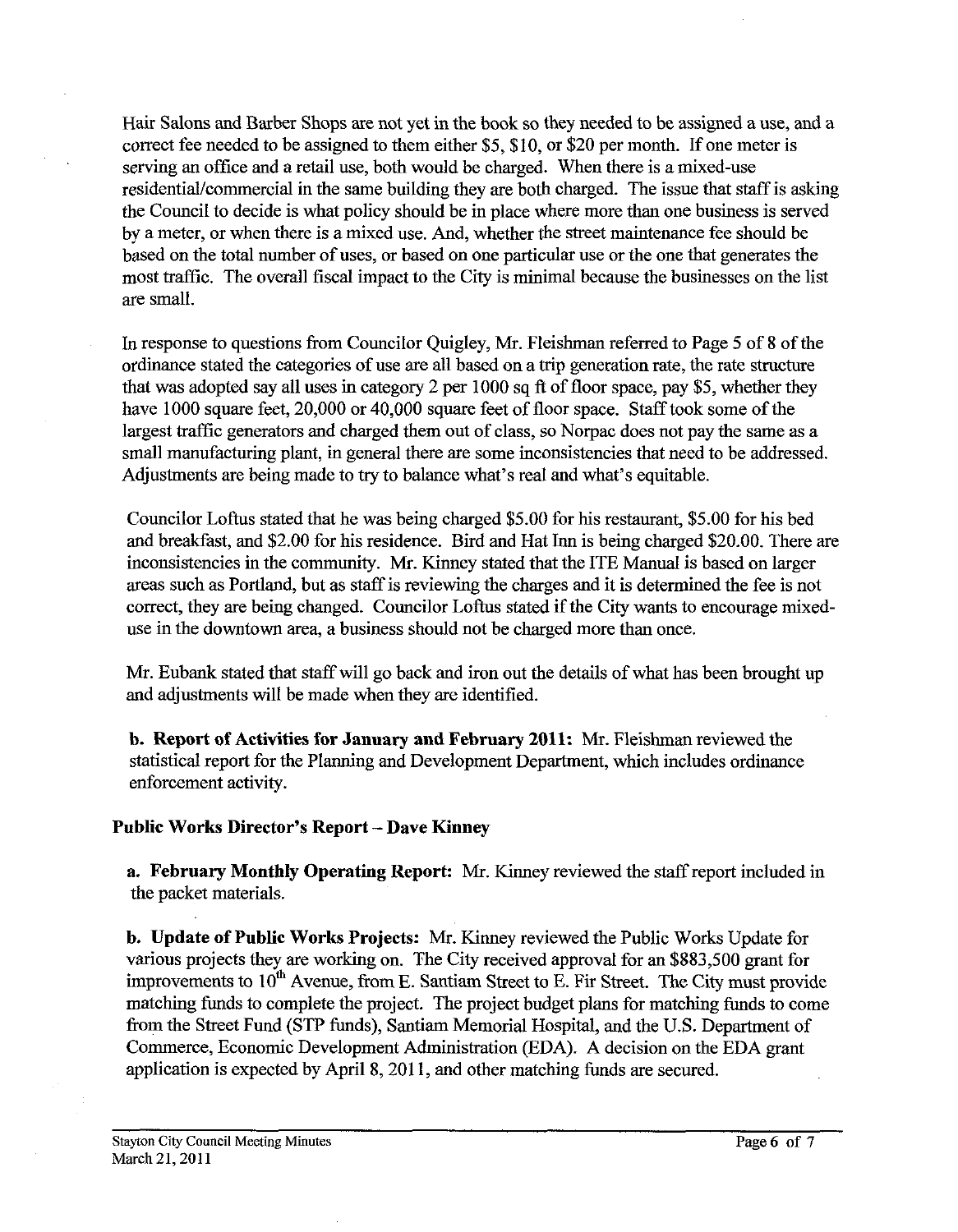Hair Salons and Barber Shops are not yet in the book so they needed to be assigned a use, and a correct fee needed to be assigned to them either $5, $10, or $20 per month. If one meter is serving an office and a retail use, both would be charged. When there is a mixed-use residential/commercial in the same building they are both charged. The issue that staff is asking the Council to decide is what policy should be in place where more than one business is served by a meter, or when there is a mixed use. And, whether the street maintenance fee should be based on the total number of uses, or based on one particular use or the one that generates the most traffic. The overall fiscal impact to the City is minimal because the businesses on the list are small.

In response to questions from Councilor Quigley, Mr. Fleishman referred to Page 5 of 8 of the ordinance stated the categories of use are all based on a trip generation rate, the rate structure that was adopted say all uses in category 2 per 1000 sq ft of floor space, pay $5, whether they have 1000 square feet, 20,000 or 40,000 square feet of floor space. Staff took some of the largest traffic generators and charged them out of class, so Norpac does not pay the same as a small manufacturing plant, in general there are some inconsistencies that need to be addressed. Adjustments are being made to try to balance what's real and what's equitable.

Councilor Loftus stated that he was being charged $5.00 for his restaurant, $5.00 for his bed and breakfast, and $2.00 for his residence. Bird and Hat Inn is being charged $20.00. There are inconsistencies in the community. Mr. Kinney stated that the ITE Manual is based on larger areas such as Portland, but as staff is reviewing the charges and it is determined the fee is not correct, they are being changed. Councilor Loftus stated if the City wants to encourage mixed-use in the downtown area, a business should not be charged more than once.

Mr. Eubank stated that staff will go back and iron out the details of what has been brought up and adjustments will be made when they are identified.

**b. Report of Activities for January and February 2011:** Mr. Fleishman reviewed the statistical report for the Planning and Development Department, which includes ordinance enforcement activity.

### Public Works Director's Report – Dave Kinney

**a. February Monthly Operating Report:** Mr. Kinney reviewed the staff report included in the packet materials.

**b. Update of Public Works Projects:** Mr. Kinney reviewed the Public Works Update for various projects they are working on. The City received approval for an $883,500 grant for improvements to 10th Avenue, from E. Santiam Street to E. Fir Street. The City must provide matching funds to complete the project. The project budget plans for matching funds to come from the Street Fund (STP funds), Santiam Memorial Hospital, and the U.S. Department of Commerce, Economic Development Administration (EDA). A decision on the EDA grant application is expected by April 8, 2011, and other matching funds are secured.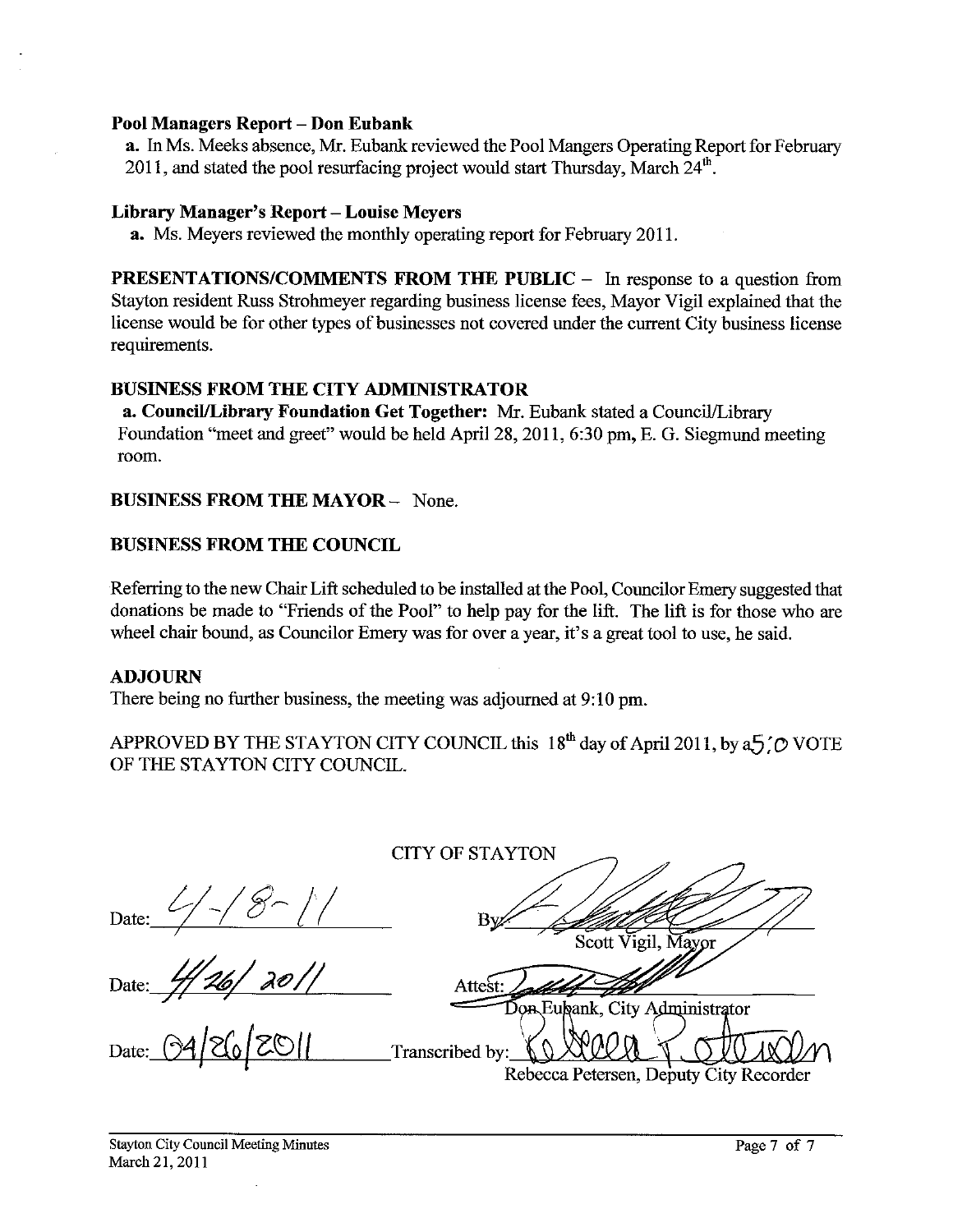**Pool Managers Report – Don Eubank**

**a.** In Ms. Meeks absence, Mr. Eubank reviewed the Pool Mangers Operating Report for February 2011, and stated the pool resurfacing project would start Thursday, March 24th.

**Library Manager's Report – Louise Meyers**

**a.** Ms. Meyers reviewed the monthly operating report for February 2011.

**PRESENTATIONS/COMMENTS FROM THE PUBLIC** – In response to a question from Stayton resident Russ Strohmeyer regarding business license fees, Mayor Vigil explained that the license would be for other types of businesses not covered under the current City business license requirements.

**BUSINESS FROM THE CITY ADMINISTRATOR**

**a. Council/Library Foundation Get Together:** Mr. Eubank stated a Council/Library Foundation "meet and greet" would be held April 28, 2011, 6:30 pm, E. G. Siegmund meeting room.

**BUSINESS FROM THE MAYOR** – None.

**BUSINESS FROM THE COUNCIL**

Referring to the new Chair Lift scheduled to be installed at the Pool, Councilor Emery suggested that donations be made to "Friends of the Pool" to help pay for the lift. The lift is for those who are wheel chair bound, as Councilor Emery was for over a year, it's a great tool to use, he said.

**ADJOURN**

There being no further business, the meeting was adjourned at 9:10 pm.

APPROVED BY THE STAYTON CITY COUNCIL this 18th day of April 2011, by a 5:0 VOTE OF THE STAYTON CITY COUNCIL.

CITY OF STAYTON

Date: 4-18-11 By: Scott Vigil, Mayor

Date: 4/26/2011 Attest: Don Eubank, City Administrator

Date: 04/26/2011 Transcribed by: Rebecca Petersen, Deputy City Recorder

Stayton City Council Meeting Minutes
March 21, 2011